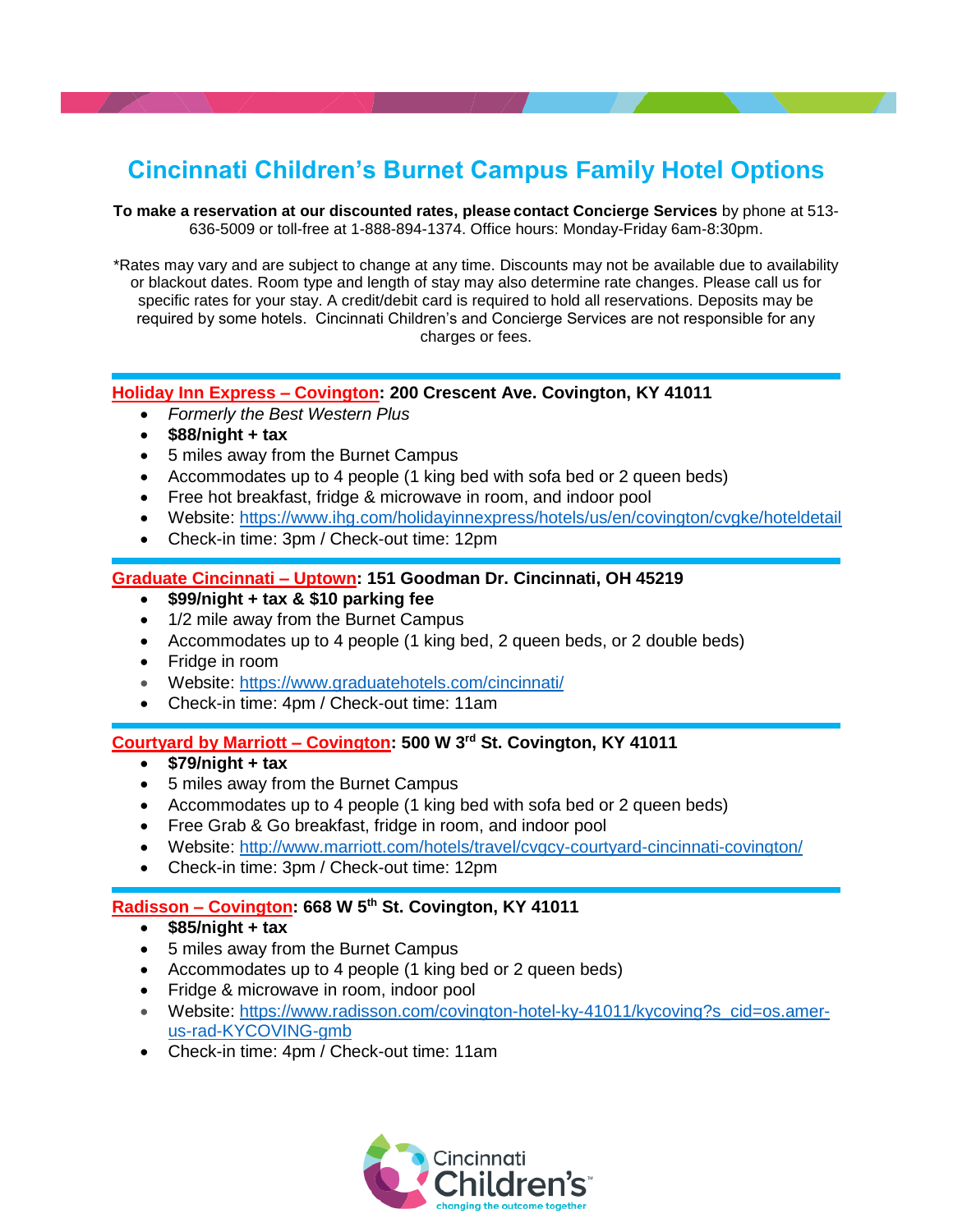# Cincinnati Children's Burnet Campus Family Hotel Options

**To make a reservation at our discounted rates, please contact Concierge Services** by phone at 513-636-5009 or toll-free at 1-888-894-1374. Office hours: Monday-Friday 6am-8:30pm.

*Rates may vary and are subject to change at any time. Discounts may not be available due to availability or blackout dates. Room type and length of stay may also determine rate changes. Please call us for specific rates for your stay. A credit/debit card is required to hold all reservations. Deposits may be required by some hotels. Cincinnati Children's and Concierge Services are not responsible for any charges or fees.

**Holiday Inn Express – Covington: 200 Crescent Ave. Covington, KY 41011**

- *Formerly the Best Western Plus*
- **$88/night + tax**
- 5 miles away from the Burnet Campus
- Accommodates up to 4 people (1 king bed with sofa bed or 2 queen beds)
- Free hot breakfast, fridge & microwave in room, and indoor pool
- Website: https://www.ihg.com/holidayinnexpress/hotels/us/en/covington/cvgke/hoteldetail
- Check-in time: 3pm / Check-out time: 12pm

**Graduate Cincinnati – Uptown: 151 Goodman Dr. Cincinnati, OH 45219**

- **$99/night + tax & $10 parking fee**
- 1/2 mile away from the Burnet Campus
- Accommodates up to 4 people (1 king bed, 2 queen beds, or 2 double beds)
- Fridge in room
- Website: https://www.graduatehotels.com/cincinnati/
- Check-in time: 4pm / Check-out time: 11am

**Courtyard by Marriott – Covington: 500 W 3rd St. Covington, KY 41011**

- **$79/night + tax**
- 5 miles away from the Burnet Campus
- Accommodates up to 4 people (1 king bed with sofa bed or 2 queen beds)
- Free Grab & Go breakfast, fridge in room, and indoor pool
- Website: http://www.marriott.com/hotels/travel/cvgcy-courtyard-cincinnati-covington/
- Check-in time: 3pm / Check-out time: 12pm

**Radisson – Covington: 668 W 5th St. Covington, KY 41011**

- **$85/night + tax**
- 5 miles away from the Burnet Campus
- Accommodates up to 4 people (1 king bed or 2 queen beds)
- Fridge & microwave in room, indoor pool
- Website: https://www.radisson.com/covington-hotel-ky-41011/kycoving?s_cid=os.amer-us-rad-KYCOVING-gmb
- Check-in time: 4pm / Check-out time: 11am

Cincinnati Children's
changing the outcome together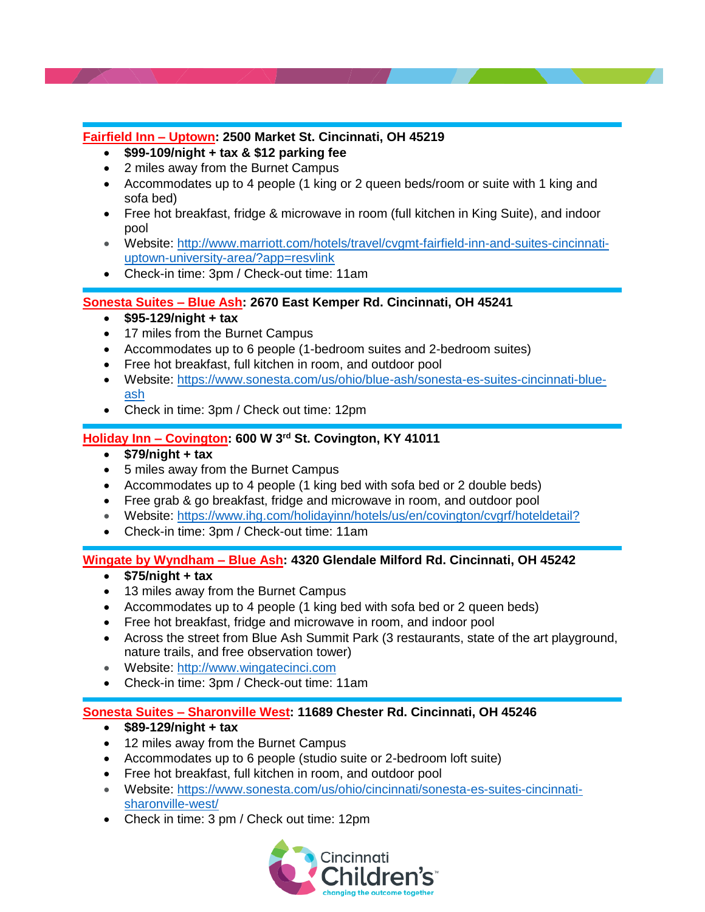**Fairfield Inn – Uptown: 2500 Market St. Cincinnati, OH 45219**

- **$99-109/night + tax & $12 parking fee**
- 2 miles away from the Burnet Campus
- Accommodates up to 4 people (1 king or 2 queen beds/room or suite with 1 king and sofa bed)
- Free hot breakfast, fridge & microwave in room (full kitchen in King Suite), and indoor pool
- Website: http://www.marriott.com/hotels/travel/cvgmt-fairfield-inn-and-suites-cincinnati-uptown-university-area/?app=resvlink
- Check-in time: 3pm / Check-out time: 11am

**Sonesta Suites – Blue Ash: 2670 East Kemper Rd. Cincinnati, OH 45241**

- **$95-129/night + tax**
- 17 miles from the Burnet Campus
- Accommodates up to 6 people (1-bedroom suites and 2-bedroom suites)
- Free hot breakfast, full kitchen in room, and outdoor pool
- Website: https://www.sonesta.com/us/ohio/blue-ash/sonesta-es-suites-cincinnati-blue-ash
- Check in time: 3pm / Check out time: 12pm

**Holiday Inn – Covington: 600 W 3rd St. Covington, KY 41011**

- **$79/night + tax**
- 5 miles away from the Burnet Campus
- Accommodates up to 4 people (1 king bed with sofa bed or 2 double beds)
- Free grab & go breakfast, fridge and microwave in room, and outdoor pool
- Website: https://www.ihg.com/holidayinn/hotels/us/en/covington/cvgrf/hoteldetail?
- Check-in time: 3pm / Check-out time: 11am

**Wingate by Wyndham – Blue Ash: 4320 Glendale Milford Rd. Cincinnati, OH 45242**

- **$75/night + tax**
- 13 miles away from the Burnet Campus
- Accommodates up to 4 people (1 king bed with sofa bed or 2 queen beds)
- Free hot breakfast, fridge and microwave in room, and indoor pool
- Across the street from Blue Ash Summit Park (3 restaurants, state of the art playground, nature trails, and free observation tower)
- Website: http://www.wingatecinci.com
- Check-in time: 3pm / Check-out time: 11am

**Sonesta Suites – Sharonville West: 11689 Chester Rd. Cincinnati, OH 45246**

- **$89-129/night + tax**
- 12 miles away from the Burnet Campus
- Accommodates up to 6 people (studio suite or 2-bedroom loft suite)
- Free hot breakfast, full kitchen in room, and outdoor pool
- Website: https://www.sonesta.com/us/ohio/cincinnati/sonesta-es-suites-cincinnati-sharonville-west/
- Check in time: 3 pm / Check out time: 12pm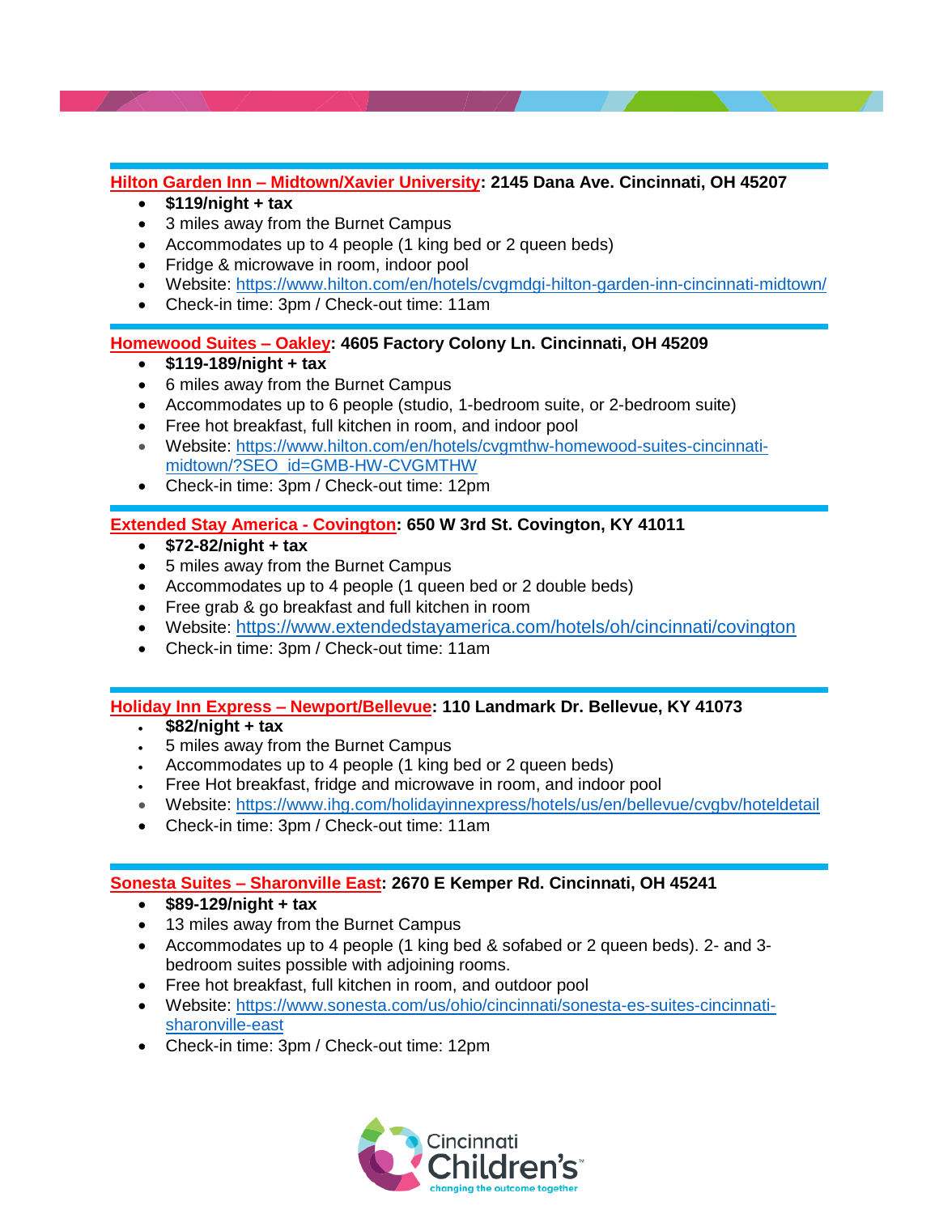**[Hilton Garden Inn – Midtown/Xavier University](https://www.hilton.com/en/hotels/cvgmdgi-hilton-garden-inn-cincinnati-midtown/): 2145 Dana Ave. Cincinnati, OH 45207**

- **$119/night + tax**
- 3 miles away from the Burnet Campus
- Accommodates up to 4 people (1 king bed or 2 queen beds)
- Fridge & microwave in room, indoor pool
- Website: https://www.hilton.com/en/hotels/cvgmdgi-hilton-garden-inn-cincinnati-midtown/
- Check-in time: 3pm / Check-out time: 11am

**[Homewood Suites – Oakley](https://www.hilton.com/en/hotels/cvgmthw-homewood-suites-cincinnati-midtown/?SEO_id=GMB-HW-CVGMTHW): 4605 Factory Colony Ln. Cincinnati, OH 45209**

- **$119-189/night + tax**
- 6 miles away from the Burnet Campus
- Accommodates up to 6 people (studio, 1-bedroom suite, or 2-bedroom suite)
- Free hot breakfast, full kitchen in room, and indoor pool
- Website: https://www.hilton.com/en/hotels/cvgmthw-homewood-suites-cincinnati-midtown/?SEO_id=GMB-HW-CVGMTHW
- Check-in time: 3pm / Check-out time: 12pm

**[Extended Stay America - Covington](https://www.extendedstayamerica.com/hotels/oh/cincinnati/covington): 650 W 3rd St. Covington, KY 41011**

- **$72-82/night + tax**
- 5 miles away from the Burnet Campus
- Accommodates up to 4 people (1 queen bed or 2 double beds)
- Free grab & go breakfast and full kitchen in room
- Website: https://www.extendedstayamerica.com/hotels/oh/cincinnati/covington
- Check-in time: 3pm / Check-out time: 11am

**[Holiday Inn Express – Newport/Bellevue](https://www.ihg.com/holidayinnexpress/hotels/us/en/bellevue/cvgbv/hoteldetail): 110 Landmark Dr. Bellevue, KY 41073**

- **$82/night + tax**
- 5 miles away from the Burnet Campus
- Accommodates up to 4 people (1 king bed or 2 queen beds)
- Free Hot breakfast, fridge and microwave in room, and indoor pool
- Website: https://www.ihg.com/holidayinnexpress/hotels/us/en/bellevue/cvgbv/hoteldetail
- Check-in time: 3pm / Check-out time: 11am

**[Sonesta Suites – Sharonville East](https://www.sonesta.com/us/ohio/cincinnati/sonesta-es-suites-cincinnati-sharonville-east): 2670 E Kemper Rd. Cincinnati, OH 45241**

- **$89-129/night + tax**
- 13 miles away from the Burnet Campus
- Accommodates up to 4 people (1 king bed & sofabed or 2 queen beds). 2- and 3-bedroom suites possible with adjoining rooms.
- Free hot breakfast, full kitchen in room, and outdoor pool
- Website: https://www.sonesta.com/us/ohio/cincinnati/sonesta-es-suites-cincinnati-sharonville-east
- Check-in time: 3pm / Check-out time: 12pm

Cincinnati Children's
changing the outcome together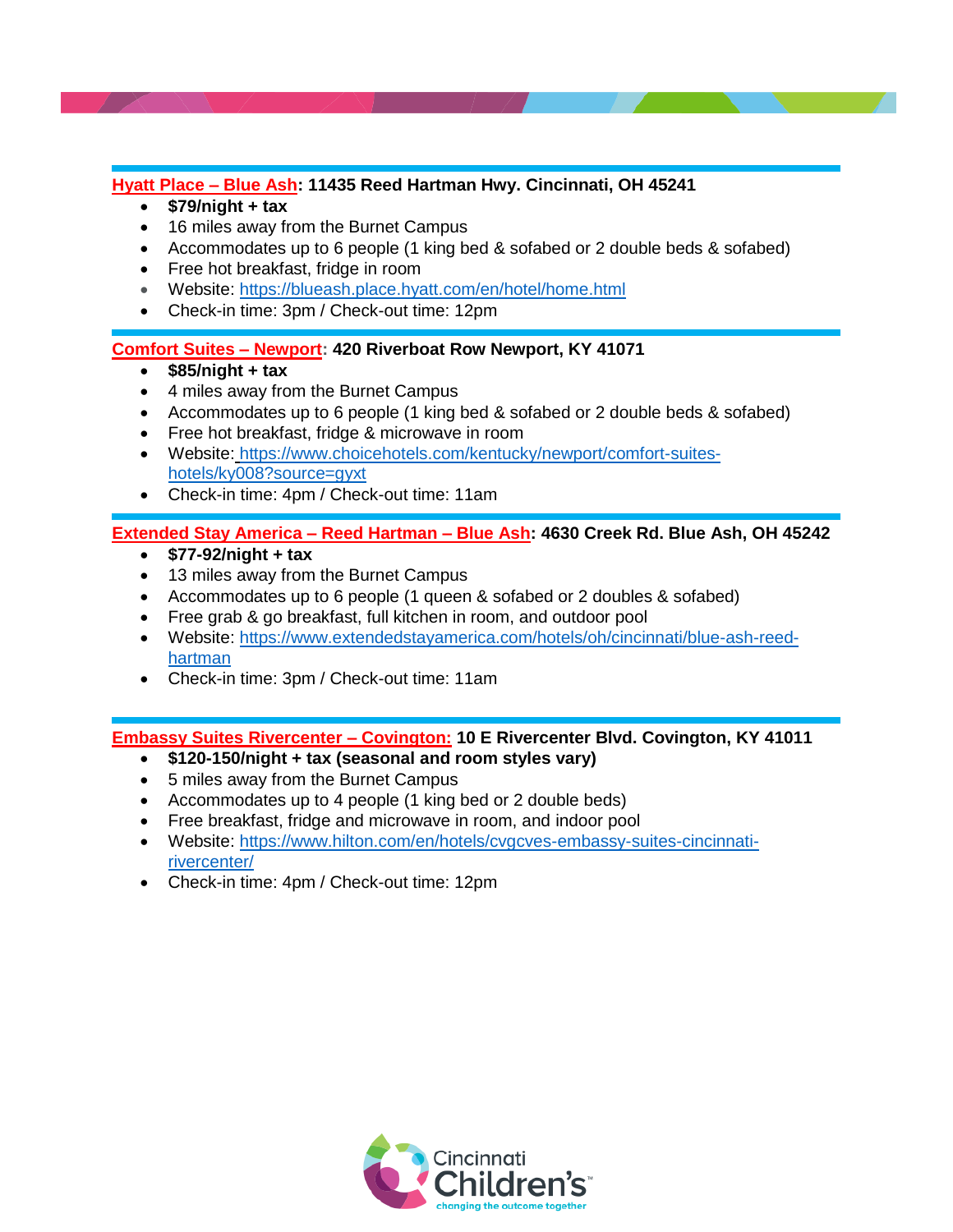**[Hyatt Place – Blue Ash](https://blueash.place.hyatt.com/en/hotel/home.html): 11435 Reed Hartman Hwy. Cincinnati, OH 45241**

- **$79/night + tax**
- 16 miles away from the Burnet Campus
- Accommodates up to 6 people (1 king bed & sofabed or 2 double beds & sofabed)
- Free hot breakfast, fridge in room
- Website: https://blueash.place.hyatt.com/en/hotel/home.html
- Check-in time: 3pm / Check-out time: 12pm

**[Comfort Suites – Newport](https://www.choicehotels.com/kentucky/newport/comfort-suites-hotels/ky008?source=gyxt): 420 Riverboat Row Newport, KY 41071**

- **$85/night + tax**
- 4 miles away from the Burnet Campus
- Accommodates up to 6 people (1 king bed & sofabed or 2 double beds & sofabed)
- Free hot breakfast, fridge & microwave in room
- Website: https://www.choicehotels.com/kentucky/newport/comfort-suites-hotels/ky008?source=gyxt
- Check-in time: 4pm / Check-out time: 11am

**[Extended Stay America – Reed Hartman – Blue Ash](https://www.extendedstayamerica.com/hotels/oh/cincinnati/blue-ash-reed-hartman): 4630 Creek Rd. Blue Ash, OH 45242**

- **$77-92/night + tax**
- 13 miles away from the Burnet Campus
- Accommodates up to 6 people (1 queen & sofabed or 2 doubles & sofabed)
- Free grab & go breakfast, full kitchen in room, and outdoor pool
- Website: https://www.extendedstayamerica.com/hotels/oh/cincinnati/blue-ash-reed-hartman
- Check-in time: 3pm / Check-out time: 11am

**[Embassy Suites Rivercenter – Covington:](https://www.hilton.com/en/hotels/cvgcves-embassy-suites-cincinnati-rivercenter/) 10 E Rivercenter Blvd. Covington, KY 41011**

- **$120-150/night + tax (seasonal and room styles vary)**
- 5 miles away from the Burnet Campus
- Accommodates up to 4 people (1 king bed or 2 double beds)
- Free breakfast, fridge and microwave in room, and indoor pool
- Website: https://www.hilton.com/en/hotels/cvgcves-embassy-suites-cincinnati-rivercenter/
- Check-in time: 4pm / Check-out time: 12pm

Cincinnati Children's
changing the outcome together